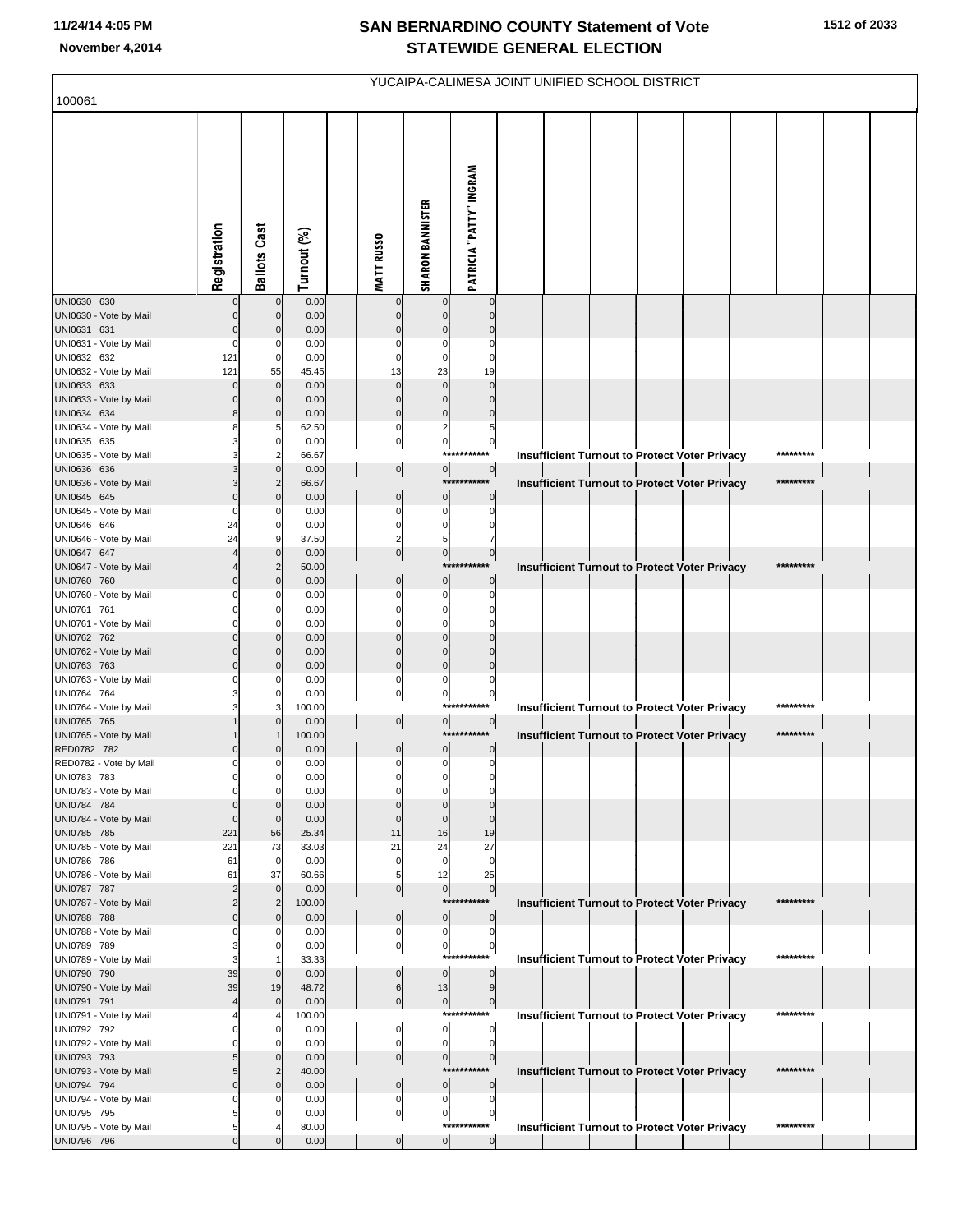# SAN BERNARDINO COUNTY Statement of Vote
## STATEWIDE GENERAL ELECTION

11/24/14 4:05 PM
November 4,2014

100061

YUCAIPA-CALIMESA JOINT UNIFIED SCHOOL DISTRICT

| | Registration | Ballots Cast | Turnout (%) | MATT RUSSO | SHARON BANNISTER | PATRICIA "PATTY" INGRAM |
|---|---|---|---|---|---|---|
| UNI0630 630 | 0 | 0 | 0.00 | 0 | 0 | 0 |
| UNI0630 - Vote by Mail | 0 | 0 | 0.00 | 0 | 0 | 0 |
| UNI0631 631 | 0 | 0 | 0.00 | 0 | 0 | 0 |
| UNI0631 - Vote by Mail | 0 | 0 | 0.00 | 0 | 0 | 0 |
| UNI0632 632 | 121 | 0 | 0.00 | 0 | 0 | 0 |
| UNI0632 - Vote by Mail | 121 | 55 | 45.45 | 13 | 23 | 19 |
| UNI0633 633 | 0 | 0 | 0.00 | 0 | 0 | 0 |
| UNI0633 - Vote by Mail | 0 | 0 | 0.00 | 0 | 0 | 0 |
| UNI0634 634 | 8 | 0 | 0.00 | 0 | 0 | 0 |
| UNI0634 - Vote by Mail | 8 | 5 | 62.50 | 0 | 2 | 5 |
| UNI0635 635 | 3 | 0 | 0.00 | 0 | 0 | 0 |
| UNI0635 - Vote by Mail | 3 | 2 | 66.67 | Insufficient Turnout to Protect Voter Privacy | | |
| UNI0636 636 | 3 | 0 | 0.00 | 0 | 0 | 0 |
| UNI0636 - Vote by Mail | 3 | 2 | 66.67 | Insufficient Turnout to Protect Voter Privacy | | |
| UNI0645 645 | 0 | 0 | 0.00 | 0 | 0 | 0 |
| UNI0645 - Vote by Mail | 0 | 0 | 0.00 | 0 | 0 | 0 |
| UNI0646 646 | 24 | 0 | 0.00 | 0 | 0 | 0 |
| UNI0646 - Vote by Mail | 24 | 9 | 37.50 | 2 | 5 | 7 |
| UNI0647 647 | 4 | 0 | 0.00 | 0 | 0 | 0 |
| UNI0647 - Vote by Mail | 4 | 2 | 50.00 | Insufficient Turnout to Protect Voter Privacy | | |
| UNI0760 760 | 0 | 0 | 0.00 | 0 | 0 | 0 |
| UNI0760 - Vote by Mail | 0 | 0 | 0.00 | 0 | 0 | 0 |
| UNI0761 761 | 0 | 0 | 0.00 | 0 | 0 | 0 |
| UNI0761 - Vote by Mail | 0 | 0 | 0.00 | 0 | 0 | 0 |
| UNI0762 762 | 0 | 0 | 0.00 | 0 | 0 | 0 |
| UNI0762 - Vote by Mail | 0 | 0 | 0.00 | 0 | 0 | 0 |
| UNI0763 763 | 0 | 0 | 0.00 | 0 | 0 | 0 |
| UNI0763 - Vote by Mail | 0 | 0 | 0.00 | 0 | 0 | 0 |
| UNI0764 764 | 3 | 0 | 0.00 | 0 | 0 | 0 |
| UNI0764 - Vote by Mail | 3 | 3 | 100.00 | Insufficient Turnout to Protect Voter Privacy | | |
| UNI0765 765 | 1 | 0 | 0.00 | 0 | 0 | 0 |
| UNI0765 - Vote by Mail | 1 | 1 | 100.00 | Insufficient Turnout to Protect Voter Privacy | | |
| RED0782 782 | 0 | 0 | 0.00 | 0 | 0 | 0 |
| RED0782 - Vote by Mail | 0 | 0 | 0.00 | 0 | 0 | 0 |
| UNI0783 783 | 0 | 0 | 0.00 | 0 | 0 | 0 |
| UNI0783 - Vote by Mail | 0 | 0 | 0.00 | 0 | 0 | 0 |
| UNI0784 784 | 0 | 0 | 0.00 | 0 | 0 | 0 |
| UNI0784 - Vote by Mail | 0 | 0 | 0.00 | 0 | 0 | 0 |
| UNI0785 785 | 221 | 56 | 25.34 | 11 | 16 | 19 |
| UNI0785 - Vote by Mail | 221 | 73 | 33.03 | 21 | 24 | 27 |
| UNI0786 786 | 61 | 0 | 0.00 | 0 | 0 | 0 |
| UNI0786 - Vote by Mail | 61 | 37 | 60.66 | 5 | 12 | 25 |
| UNI0787 787 | 2 | 0 | 0.00 | 0 | 0 | 0 |
| UNI0787 - Vote by Mail | 2 | 2 | 100.00 | Insufficient Turnout to Protect Voter Privacy | | |
| UNI0788 788 | 0 | 0 | 0.00 | 0 | 0 | 0 |
| UNI0788 - Vote by Mail | 0 | 0 | 0.00 | 0 | 0 | 0 |
| UNI0789 789 | 3 | 0 | 0.00 | 0 | 0 | 0 |
| UNI0789 - Vote by Mail | 3 | 1 | 33.33 | Insufficient Turnout to Protect Voter Privacy | | |
| UNI0790 790 | 39 | 0 | 0.00 | 0 | 0 | 0 |
| UNI0790 - Vote by Mail | 39 | 19 | 48.72 | 6 | 13 | 9 |
| UNI0791 791 | 4 | 0 | 0.00 | 0 | 0 | 0 |
| UNI0791 - Vote by Mail | 4 | 4 | 100.00 | Insufficient Turnout to Protect Voter Privacy | | |
| UNI0792 792 | 0 | 0 | 0.00 | 0 | 0 | 0 |
| UNI0792 - Vote by Mail | 0 | 0 | 0.00 | 0 | 0 | 0 |
| UNI0793 793 | 5 | 0 | 0.00 | 0 | 0 | 0 |
| UNI0793 - Vote by Mail | 5 | 2 | 40.00 | Insufficient Turnout to Protect Voter Privacy | | |
| UNI0794 794 | 0 | 0 | 0.00 | 0 | 0 | 0 |
| UNI0794 - Vote by Mail | 0 | 0 | 0.00 | 0 | 0 | 0 |
| UNI0795 795 | 5 | 0 | 0.00 | 0 | 0 | 0 |
| UNI0795 - Vote by Mail | 5 | 4 | 80.00 | Insufficient Turnout to Protect Voter Privacy | | |
| UNI0796 796 | 0 | 0 | 0.00 | 0 | 0 | 0 |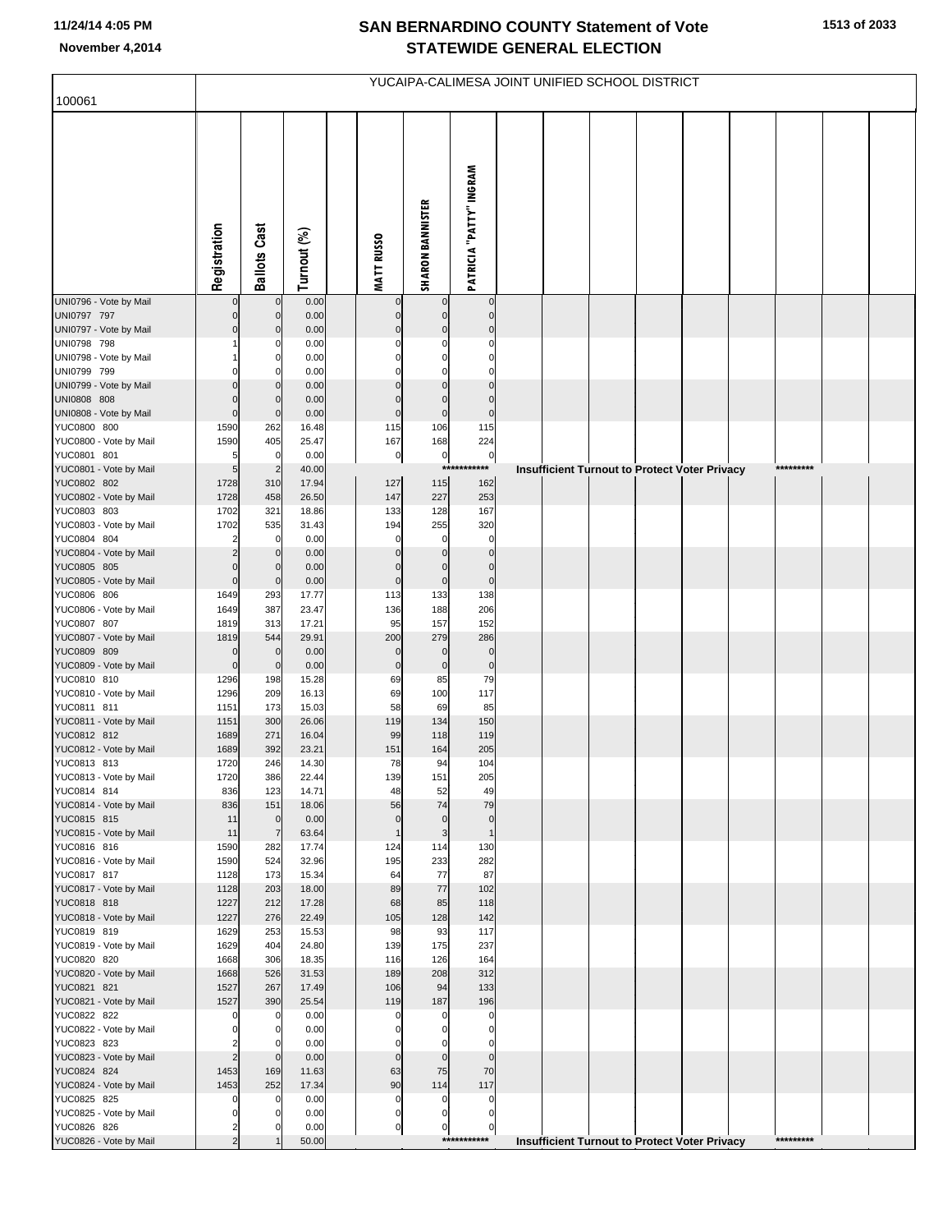# SAN BERNARDINO COUNTY Statement of Vote
# STATEWIDE GENERAL ELECTION

November 4,2014

100061

YUCAIPA-CALIMESA JOINT UNIFIED SCHOOL DISTRICT

| | Registration | Ballots Cast | Turnout (%) | MATT RUSSO | SHARON BANNISTER | PATRICIA "PATTY" INGRAM |
|---|---|---|---|---|---|---|
| UNI0796 - Vote by Mail | 0 | 0 | 0.00 | 0 | 0 | 0 |
| UNI0797 797 | 0 | 0 | 0.00 | 0 | 0 | 0 |
| UNI0797 - Vote by Mail | 0 | 0 | 0.00 | 0 | 0 | 0 |
| UNI0798 798 | 1 | 0 | 0.00 | 0 | 0 | 0 |
| UNI0798 - Vote by Mail | 1 | 0 | 0.00 | 0 | 0 | 0 |
| UNI0799 799 | 0 | 0 | 0.00 | 0 | 0 | 0 |
| UNI0799 - Vote by Mail | 0 | 0 | 0.00 | 0 | 0 | 0 |
| UNI0808 808 | 0 | 0 | 0.00 | 0 | 0 | 0 |
| UNI0808 - Vote by Mail | 0 | 0 | 0.00 | 0 | 0 | 0 |
| YUC0800 800 | 1590 | 262 | 16.48 | 115 | 106 | 115 |
| YUC0800 - Vote by Mail | 1590 | 405 | 25.47 | 167 | 168 | 224 |
| YUC0801 801 | 5 | 0 | 0.00 | 0 | 0 | 0 |
| YUC0801 - Vote by Mail | 5 | 2 | 40.00 | *********** Insufficient Turnout to Protect Voter Privacy ********* | | |
| YUC0802 802 | 1728 | 310 | 17.94 | 127 | 115 | 162 |
| YUC0802 - Vote by Mail | 1728 | 458 | 26.50 | 147 | 227 | 253 |
| YUC0803 803 | 1702 | 321 | 18.86 | 133 | 128 | 167 |
| YUC0803 - Vote by Mail | 1702 | 535 | 31.43 | 194 | 255 | 320 |
| YUC0804 804 | 2 | 0 | 0.00 | 0 | 0 | 0 |
| YUC0804 - Vote by Mail | 2 | 0 | 0.00 | 0 | 0 | 0 |
| YUC0805 805 | 0 | 0 | 0.00 | 0 | 0 | 0 |
| YUC0805 - Vote by Mail | 0 | 0 | 0.00 | 0 | 0 | 0 |
| YUC0806 806 | 1649 | 293 | 17.77 | 113 | 133 | 138 |
| YUC0806 - Vote by Mail | 1649 | 387 | 23.47 | 136 | 188 | 206 |
| YUC0807 807 | 1819 | 313 | 17.21 | 95 | 157 | 152 |
| YUC0807 - Vote by Mail | 1819 | 544 | 29.91 | 200 | 279 | 286 |
| YUC0809 809 | 0 | 0 | 0.00 | 0 | 0 | 0 |
| YUC0809 - Vote by Mail | 0 | 0 | 0.00 | 0 | 0 | 0 |
| YUC0810 810 | 1296 | 198 | 15.28 | 69 | 85 | 79 |
| YUC0810 - Vote by Mail | 1296 | 209 | 16.13 | 69 | 100 | 117 |
| YUC0811 811 | 1151 | 173 | 15.03 | 58 | 69 | 85 |
| YUC0811 - Vote by Mail | 1151 | 300 | 26.06 | 119 | 134 | 150 |
| YUC0812 812 | 1689 | 271 | 16.04 | 99 | 118 | 119 |
| YUC0812 - Vote by Mail | 1689 | 392 | 23.21 | 151 | 164 | 205 |
| YUC0813 813 | 1720 | 246 | 14.30 | 78 | 94 | 104 |
| YUC0813 - Vote by Mail | 1720 | 386 | 22.44 | 139 | 151 | 205 |
| YUC0814 814 | 836 | 123 | 14.71 | 48 | 52 | 49 |
| YUC0814 - Vote by Mail | 836 | 151 | 18.06 | 56 | 74 | 79 |
| YUC0815 815 | 11 | 0 | 0.00 | 0 | 0 | 0 |
| YUC0815 - Vote by Mail | 11 | 7 | 63.64 | 1 | 3 | 1 |
| YUC0816 816 | 1590 | 282 | 17.74 | 124 | 114 | 130 |
| YUC0816 - Vote by Mail | 1590 | 524 | 32.96 | 195 | 233 | 282 |
| YUC0817 817 | 1128 | 173 | 15.34 | 64 | 77 | 87 |
| YUC0817 - Vote by Mail | 1128 | 203 | 18.00 | 89 | 77 | 102 |
| YUC0818 818 | 1227 | 212 | 17.28 | 68 | 85 | 118 |
| YUC0818 - Vote by Mail | 1227 | 276 | 22.49 | 105 | 128 | 142 |
| YUC0819 819 | 1629 | 253 | 15.53 | 98 | 93 | 117 |
| YUC0819 - Vote by Mail | 1629 | 404 | 24.80 | 139 | 175 | 237 |
| YUC0820 820 | 1668 | 306 | 18.35 | 116 | 126 | 164 |
| YUC0820 - Vote by Mail | 1668 | 526 | 31.53 | 189 | 208 | 312 |
| YUC0821 821 | 1527 | 267 | 17.49 | 106 | 94 | 133 |
| YUC0821 - Vote by Mail | 1527 | 390 | 25.54 | 119 | 187 | 196 |
| YUC0822 822 | 0 | 0 | 0.00 | 0 | 0 | 0 |
| YUC0822 - Vote by Mail | 0 | 0 | 0.00 | 0 | 0 | 0 |
| YUC0823 823 | 2 | 0 | 0.00 | 0 | 0 | 0 |
| YUC0823 - Vote by Mail | 2 | 0 | 0.00 | 0 | 0 | 0 |
| YUC0824 824 | 1453 | 169 | 11.63 | 63 | 75 | 70 |
| YUC0824 - Vote by Mail | 1453 | 252 | 17.34 | 90 | 114 | 117 |
| YUC0825 825 | 0 | 0 | 0.00 | 0 | 0 | 0 |
| YUC0825 - Vote by Mail | 0 | 0 | 0.00 | 0 | 0 | 0 |
| YUC0826 826 | 2 | 0 | 0.00 | 0 | 0 | 0 |
| YUC0826 - Vote by Mail | 2 | 1 | 50.00 | *********** Insufficient Turnout to Protect Voter Privacy ********* | | |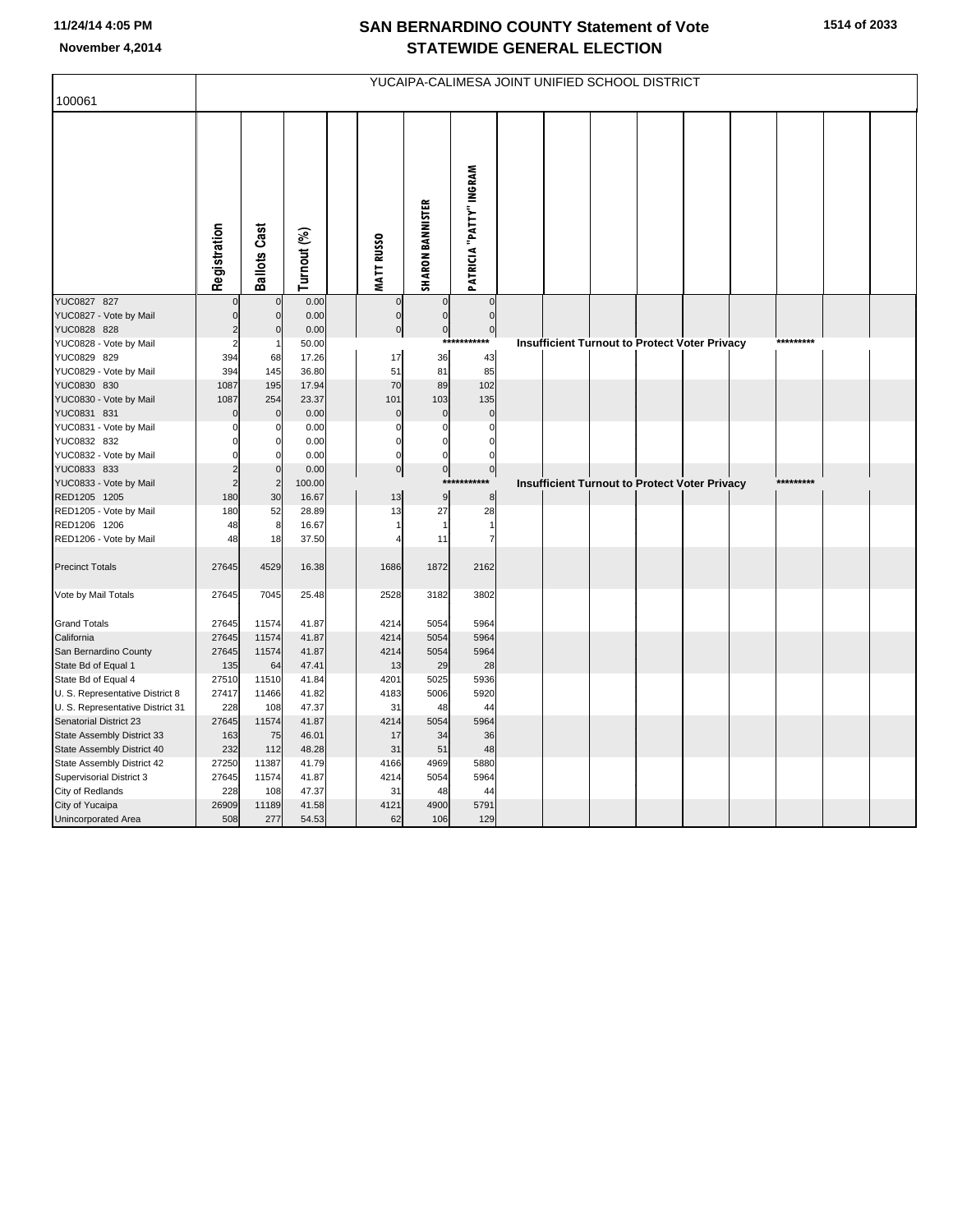# SAN BERNARDINO COUNTY Statement of Vote
## STATEWIDE GENERAL ELECTION

11/24/14 4:05 PM

November 4,2014

100061

YUCAIPA-CALIMESA JOINT UNIFIED SCHOOL DISTRICT

| | Registration | Ballots Cast | Turnout (%) | | MATT RUSSO | SHARON BANNISTER | PATRICIA "PATTY" INGRAM |
|---|---|---|---|---|---|---|---|
| YUC0827 827 | 0 | 0 | 0.00 | | 0 | 0 | 0 |
| YUC0827 - Vote by Mail | 0 | 0 | 0.00 | | 0 | 0 | 0 |
| YUC0828 828 | 2 | 0 | 0.00 | | 0 | 0 | 0 |
| YUC0828 - Vote by Mail | 2 | 1 | 50.00 | | | | *********** Insufficient Turnout to Protect Voter Privacy ********* |
| YUC0829 829 | 394 | 68 | 17.26 | | 17 | 36 | 43 |
| YUC0829 - Vote by Mail | 394 | 145 | 36.80 | | 51 | 81 | 85 |
| YUC0830 830 | 1087 | 195 | 17.94 | | 70 | 89 | 102 |
| YUC0830 - Vote by Mail | 1087 | 254 | 23.37 | | 101 | 103 | 135 |
| YUC0831 831 | 0 | 0 | 0.00 | | 0 | 0 | 0 |
| YUC0831 - Vote by Mail | 0 | 0 | 0.00 | | 0 | 0 | 0 |
| YUC0832 832 | 0 | 0 | 0.00 | | 0 | 0 | 0 |
| YUC0832 - Vote by Mail | 0 | 0 | 0.00 | | 0 | 0 | 0 |
| YUC0833 833 | 2 | 0 | 0.00 | | 0 | 0 | 0 |
| YUC0833 - Vote by Mail | 2 | 2 | 100.00 | | | | *********** Insufficient Turnout to Protect Voter Privacy ********* |
| RED1205 1205 | 180 | 30 | 16.67 | | 13 | 9 | 8 |
| RED1205 - Vote by Mail | 180 | 52 | 28.89 | | 13 | 27 | 28 |
| RED1206 1206 | 48 | 8 | 16.67 | | 1 | 1 | 1 |
| RED1206 - Vote by Mail | 48 | 18 | 37.50 | | 4 | 11 | 7 |
| Precinct Totals | 27645 | 4529 | 16.38 | | 1686 | 1872 | 2162 |
| Vote by Mail Totals | 27645 | 7045 | 25.48 | | 2528 | 3182 | 3802 |
| Grand Totals | 27645 | 11574 | 41.87 | | 4214 | 5054 | 5964 |
| California | 27645 | 11574 | 41.87 | | 4214 | 5054 | 5964 |
| San Bernardino County | 27645 | 11574 | 41.87 | | 4214 | 5054 | 5964 |
| State Bd of Equal 1 | 135 | 64 | 47.41 | | 13 | 29 | 28 |
| State Bd of Equal 4 | 27510 | 11510 | 41.84 | | 4201 | 5025 | 5936 |
| U. S. Representative District 8 | 27417 | 11466 | 41.82 | | 4183 | 5006 | 5920 |
| U. S. Representative District 31 | 228 | 108 | 47.37 | | 31 | 48 | 44 |
| Senatorial District 23 | 27645 | 11574 | 41.87 | | 4214 | 5054 | 5964 |
| State Assembly District 33 | 163 | 75 | 46.01 | | 17 | 34 | 36 |
| State Assembly District 40 | 232 | 112 | 48.28 | | 31 | 51 | 48 |
| State Assembly District 42 | 27250 | 11387 | 41.79 | | 4166 | 4969 | 5880 |
| Supervisorial District 3 | 27645 | 11574 | 41.87 | | 4214 | 5054 | 5964 |
| City of Redlands | 228 | 108 | 47.37 | | 31 | 48 | 44 |
| City of Yucaipa | 26909 | 11189 | 41.58 | | 4121 | 4900 | 5791 |
| Unincorporated Area | 508 | 277 | 54.53 | | 62 | 106 | 129 |